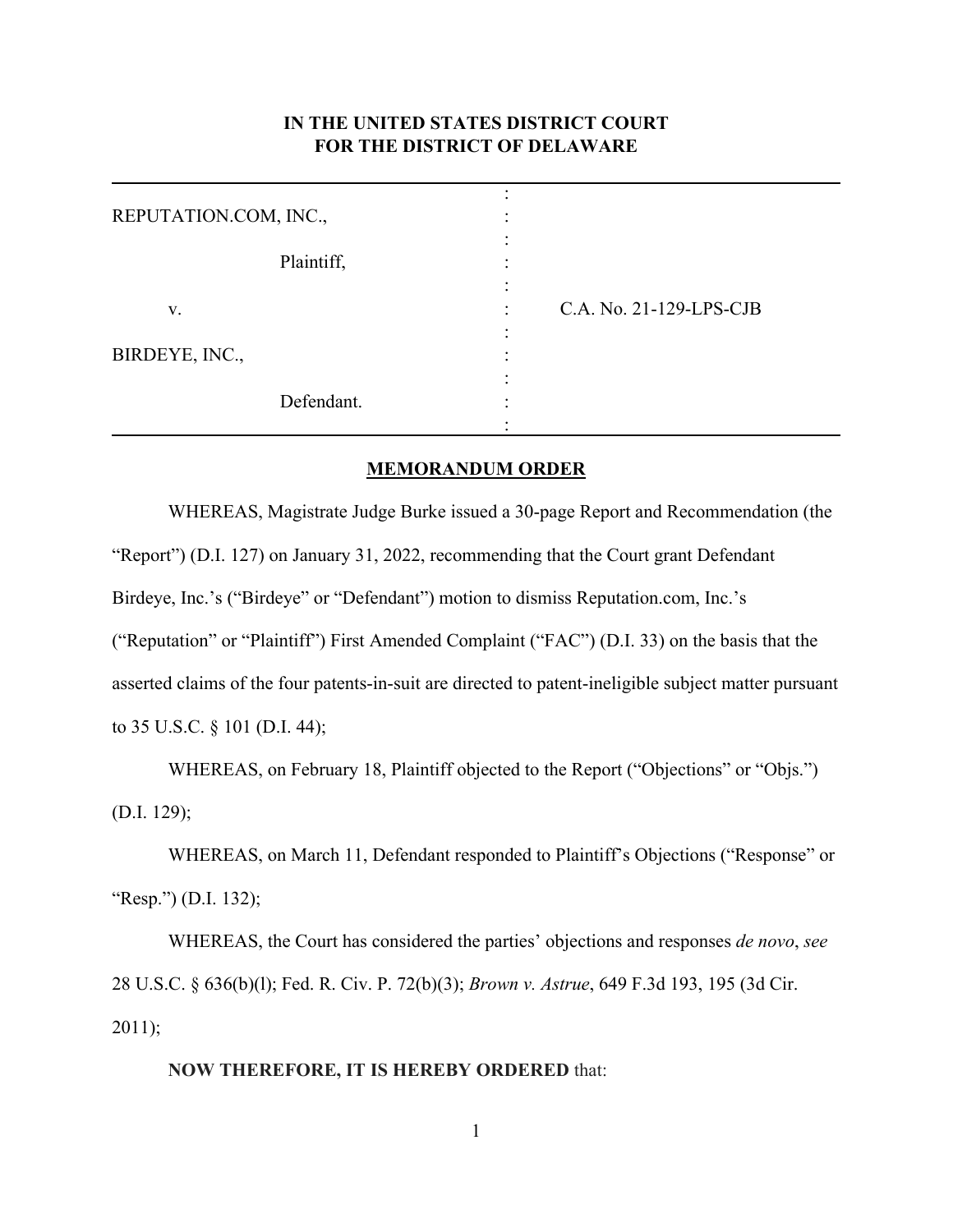**IN THE UNITED STATES DISTRICT COURT**
**FOR THE DISTRICT OF DELAWARE**

| | | |
|---|---|---|
| REPUTATION.COM, INC., | : | |
| Plaintiff, | : | |
| v. | : | C.A. No. 21-129-LPS-CJB |
| BIRDEYE, INC., | : | |
| Defendant. | : | |

**MEMORANDUM ORDER**

WHEREAS, Magistrate Judge Burke issued a 30-page Report and Recommendation (the "Report") (D.I. 127) on January 31, 2022, recommending that the Court grant Defendant Birdeye, Inc.'s ("Birdeye" or "Defendant") motion to dismiss Reputation.com, Inc.'s ("Reputation" or "Plaintiff") First Amended Complaint ("FAC") (D.I. 33) on the basis that the asserted claims of the four patents-in-suit are directed to patent-ineligible subject matter pursuant to 35 U.S.C. § 101 (D.I. 44);

WHEREAS, on February 18, Plaintiff objected to the Report ("Objections" or "Objs.") (D.I. 129);

WHEREAS, on March 11, Defendant responded to Plaintiff's Objections ("Response" or "Resp.") (D.I. 132);

WHEREAS, the Court has considered the parties' objections and responses *de novo*, *see* 28 U.S.C. § 636(b)(l); Fed. R. Civ. P. 72(b)(3); *Brown v. Astrue*, 649 F.3d 193, 195 (3d Cir. 2011);

**NOW THEREFORE, IT IS HEREBY ORDERED** that: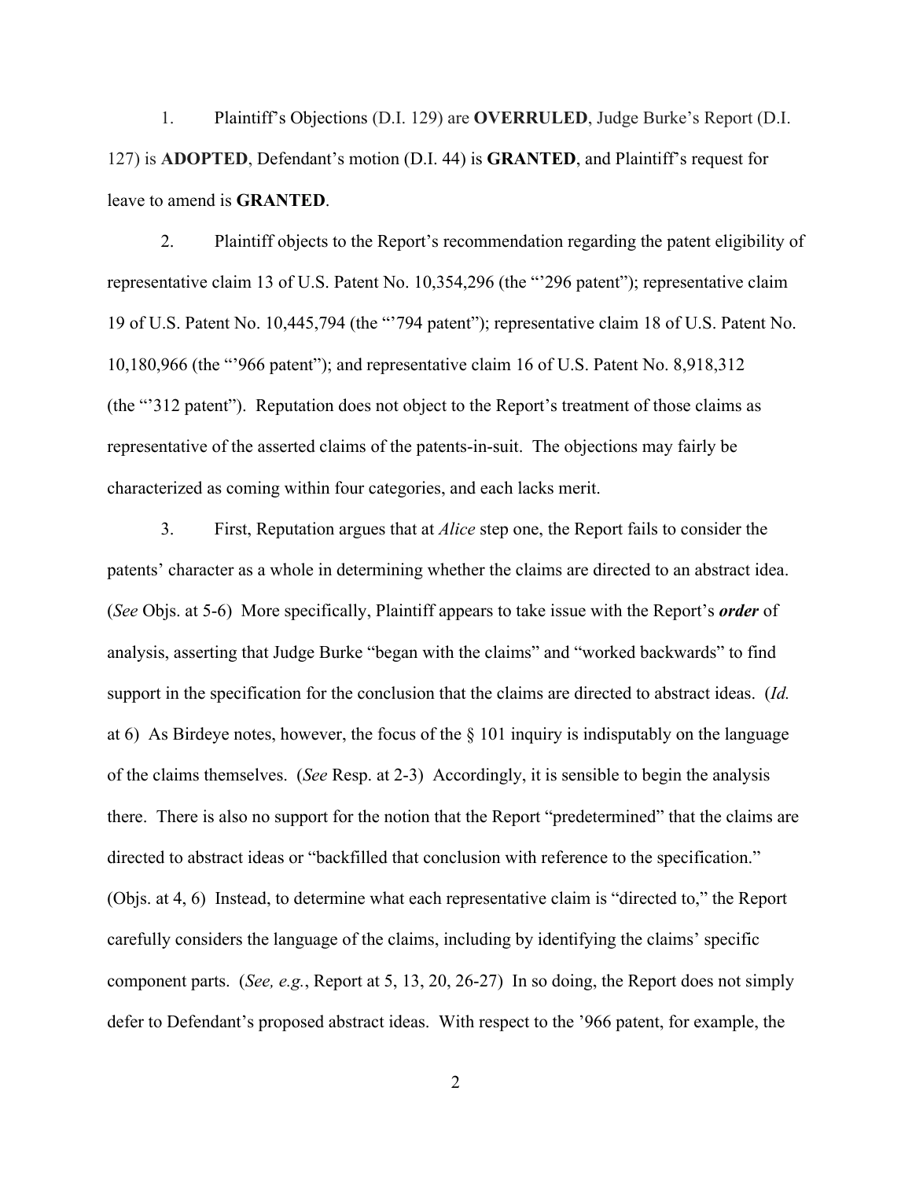1. Plaintiff's Objections (D.I. 129) are **OVERRULED**, Judge Burke's Report (D.I. 127) is **ADOPTED**, Defendant's motion (D.I. 44) is **GRANTED**, and Plaintiff's request for leave to amend is **GRANTED**.

2. Plaintiff objects to the Report's recommendation regarding the patent eligibility of representative claim 13 of U.S. Patent No. 10,354,296 (the "'296 patent"); representative claim 19 of U.S. Patent No. 10,445,794 (the "'794 patent"); representative claim 18 of U.S. Patent No. 10,180,966 (the "'966 patent"); and representative claim 16 of U.S. Patent No. 8,918,312 (the "'312 patent"). Reputation does not object to the Report's treatment of those claims as representative of the asserted claims of the patents-in-suit. The objections may fairly be characterized as coming within four categories, and each lacks merit.

3. First, Reputation argues that at *Alice* step one, the Report fails to consider the patents' character as a whole in determining whether the claims are directed to an abstract idea. (*See* Objs. at 5-6) More specifically, Plaintiff appears to take issue with the Report's ***order*** of analysis, asserting that Judge Burke "began with the claims" and "worked backwards" to find support in the specification for the conclusion that the claims are directed to abstract ideas. (*Id.* at 6) As Birdeye notes, however, the focus of the § 101 inquiry is indisputably on the language of the claims themselves. (*See* Resp. at 2-3) Accordingly, it is sensible to begin the analysis there. There is also no support for the notion that the Report "predetermined" that the claims are directed to abstract ideas or "backfilled that conclusion with reference to the specification." (Objs. at 4, 6) Instead, to determine what each representative claim is "directed to," the Report carefully considers the language of the claims, including by identifying the claims' specific component parts. (*See, e.g.*, Report at 5, 13, 20, 26-27) In so doing, the Report does not simply defer to Defendant's proposed abstract ideas. With respect to the '966 patent, for example, the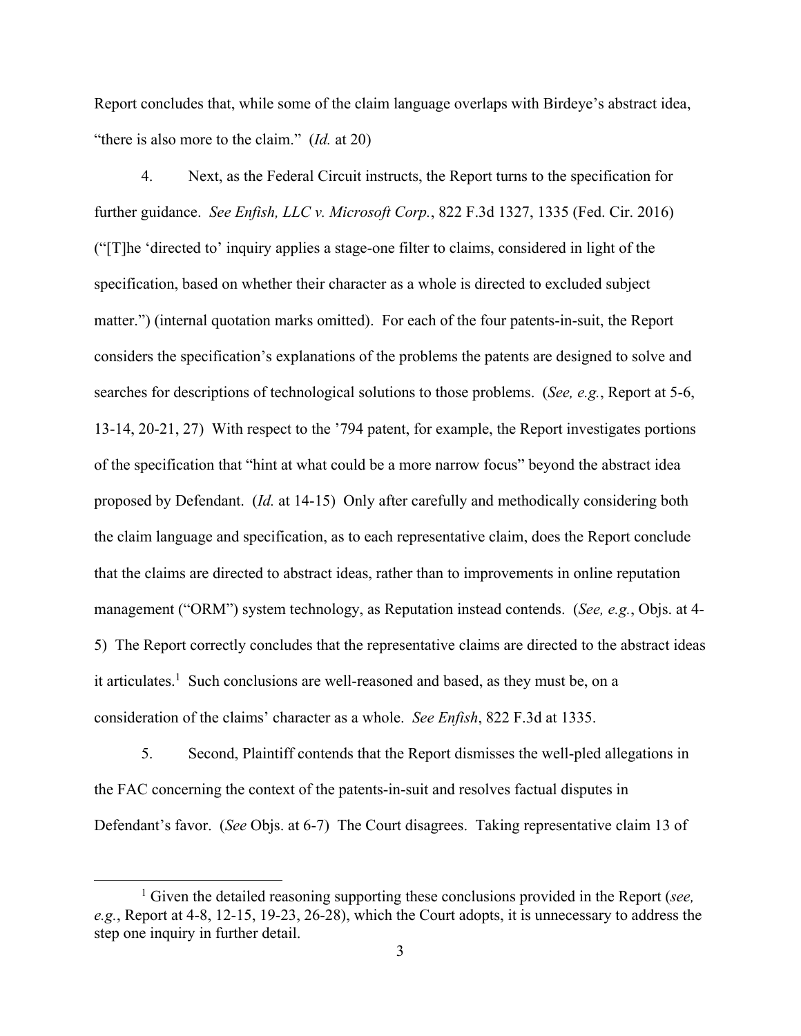Report concludes that, while some of the claim language overlaps with Birdeye's abstract idea, "there is also more to the claim." (*Id.* at 20)

4. Next, as the Federal Circuit instructs, the Report turns to the specification for further guidance. *See Enfish, LLC v. Microsoft Corp.*, 822 F.3d 1327, 1335 (Fed. Cir. 2016) ("[T]he 'directed to' inquiry applies a stage-one filter to claims, considered in light of the specification, based on whether their character as a whole is directed to excluded subject matter.") (internal quotation marks omitted). For each of the four patents-in-suit, the Report considers the specification's explanations of the problems the patents are designed to solve and searches for descriptions of technological solutions to those problems. (*See, e.g.*, Report at 5-6, 13-14, 20-21, 27) With respect to the '794 patent, for example, the Report investigates portions of the specification that "hint at what could be a more narrow focus" beyond the abstract idea proposed by Defendant. (*Id.* at 14-15) Only after carefully and methodically considering both the claim language and specification, as to each representative claim, does the Report conclude that the claims are directed to abstract ideas, rather than to improvements in online reputation management ("ORM") system technology, as Reputation instead contends. (*See, e.g.*, Objs. at 4-5) The Report correctly concludes that the representative claims are directed to the abstract ideas it articulates.[1] Such conclusions are well-reasoned and based, as they must be, on a consideration of the claims' character as a whole. *See Enfish*, 822 F.3d at 1335.

5. Second, Plaintiff contends that the Report dismisses the well-pled allegations in the FAC concerning the context of the patents-in-suit and resolves factual disputes in Defendant's favor. (*See* Objs. at 6-7) The Court disagrees. Taking representative claim 13 of

---

[1] Given the detailed reasoning supporting these conclusions provided in the Report (*see, e.g.*, Report at 4-8, 12-15, 19-23, 26-28), which the Court adopts, it is unnecessary to address the step one inquiry in further detail.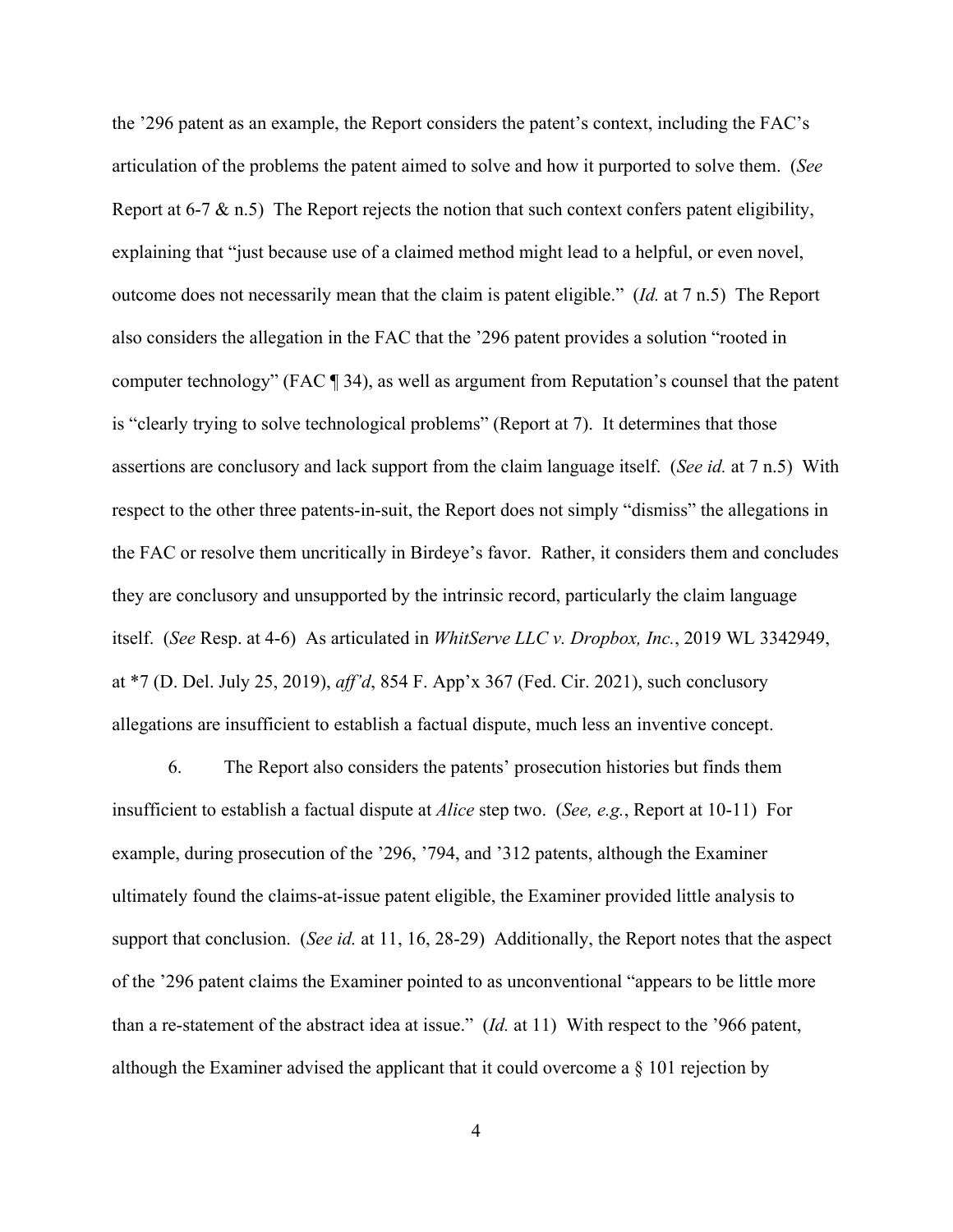the ’296 patent as an example, the Report considers the patent’s context, including the FAC’s articulation of the problems the patent aimed to solve and how it purported to solve them. (*See* Report at 6-7 & n.5) The Report rejects the notion that such context confers patent eligibility, explaining that “just because use of a claimed method might lead to a helpful, or even novel, outcome does not necessarily mean that the claim is patent eligible.” (*Id.* at 7 n.5) The Report also considers the allegation in the FAC that the ’296 patent provides a solution “rooted in computer technology” (FAC ¶ 34), as well as argument from Reputation’s counsel that the patent is “clearly trying to solve technological problems” (Report at 7). It determines that those assertions are conclusory and lack support from the claim language itself. (*See id.* at 7 n.5) With respect to the other three patents-in-suit, the Report does not simply “dismiss” the allegations in the FAC or resolve them uncritically in Birdeye’s favor. Rather, it considers them and concludes they are conclusory and unsupported by the intrinsic record, particularly the claim language itself. (*See* Resp. at 4-6) As articulated in *WhitServe LLC v. Dropbox, Inc.*, 2019 WL 3342949, at *7 (D. Del. July 25, 2019), *aff’d*, 854 F. App’x 367 (Fed. Cir. 2021), such conclusory allegations are insufficient to establish a factual dispute, much less an inventive concept.

6. The Report also considers the patents’ prosecution histories but finds them insufficient to establish a factual dispute at *Alice* step two. (*See, e.g.*, Report at 10-11) For example, during prosecution of the ’296, ’794, and ’312 patents, although the Examiner ultimately found the claims-at-issue patent eligible, the Examiner provided little analysis to support that conclusion. (*See id.* at 11, 16, 28-29) Additionally, the Report notes that the aspect of the ’296 patent claims the Examiner pointed to as unconventional “appears to be little more than a re-statement of the abstract idea at issue.” (*Id.* at 11) With respect to the ’966 patent, although the Examiner advised the applicant that it could overcome a § 101 rejection by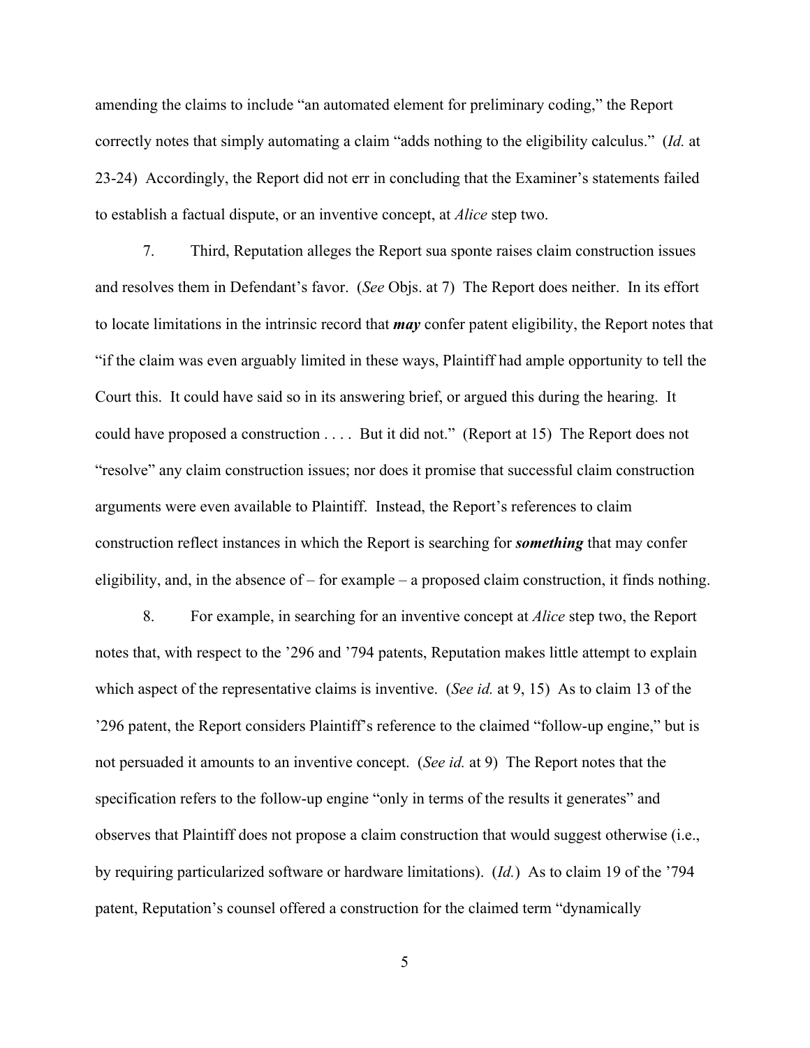amending the claims to include "an automated element for preliminary coding," the Report correctly notes that simply automating a claim "adds nothing to the eligibility calculus." (*Id.* at 23-24) Accordingly, the Report did not err in concluding that the Examiner's statements failed to establish a factual dispute, or an inventive concept, at *Alice* step two.

7. Third, Reputation alleges the Report sua sponte raises claim construction issues and resolves them in Defendant's favor. (*See* Objs. at 7) The Report does neither. In its effort to locate limitations in the intrinsic record that ***may*** confer patent eligibility, the Report notes that "if the claim was even arguably limited in these ways, Plaintiff had ample opportunity to tell the Court this. It could have said so in its answering brief, or argued this during the hearing. It could have proposed a construction . . . . But it did not." (Report at 15) The Report does not "resolve" any claim construction issues; nor does it promise that successful claim construction arguments were even available to Plaintiff. Instead, the Report's references to claim construction reflect instances in which the Report is searching for ***something*** that may confer eligibility, and, in the absence of – for example – a proposed claim construction, it finds nothing.

8. For example, in searching for an inventive concept at *Alice* step two, the Report notes that, with respect to the '296 and '794 patents, Reputation makes little attempt to explain which aspect of the representative claims is inventive. (*See id.* at 9, 15) As to claim 13 of the '296 patent, the Report considers Plaintiff's reference to the claimed "follow-up engine," but is not persuaded it amounts to an inventive concept. (*See id.* at 9) The Report notes that the specification refers to the follow-up engine "only in terms of the results it generates" and observes that Plaintiff does not propose a claim construction that would suggest otherwise (i.e., by requiring particularized software or hardware limitations). (*Id.*) As to claim 19 of the '794 patent, Reputation's counsel offered a construction for the claimed term "dynamically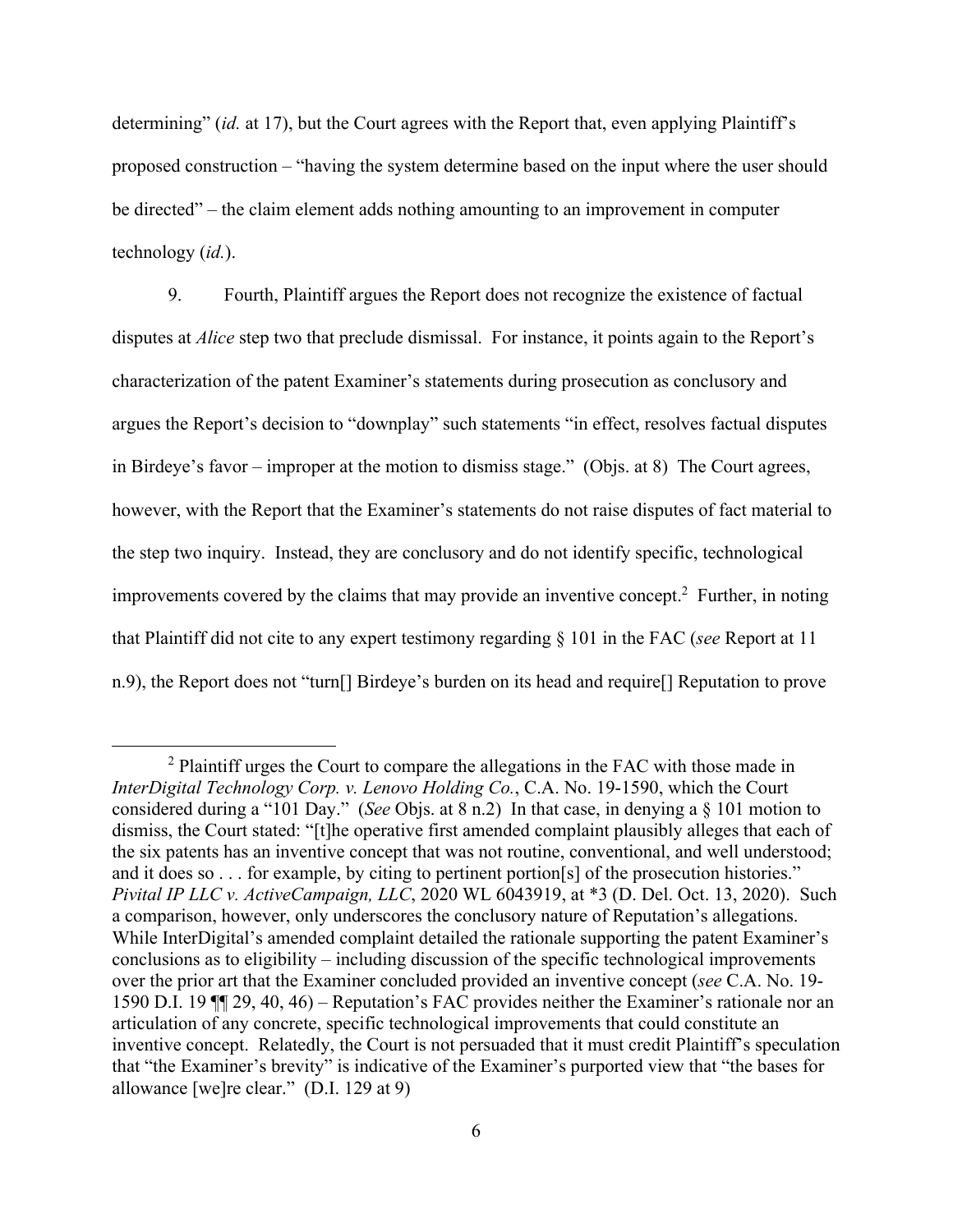determining" (*id.* at 17), but the Court agrees with the Report that, even applying Plaintiff's proposed construction – "having the system determine based on the input where the user should be directed" – the claim element adds nothing amounting to an improvement in computer technology (*id.*).

9. Fourth, Plaintiff argues the Report does not recognize the existence of factual disputes at *Alice* step two that preclude dismissal. For instance, it points again to the Report's characterization of the patent Examiner's statements during prosecution as conclusory and argues the Report's decision to "downplay" such statements "in effect, resolves factual disputes in Birdeye's favor – improper at the motion to dismiss stage." (Objs. at 8) The Court agrees, however, with the Report that the Examiner's statements do not raise disputes of fact material to the step two inquiry. Instead, they are conclusory and do not identify specific, technological improvements covered by the claims that may provide an inventive concept.[2] Further, in noting that Plaintiff did not cite to any expert testimony regarding § 101 in the FAC (*see* Report at 11 n.9), the Report does not "turn[] Birdeye's burden on its head and require[] Reputation to prove

[2] Plaintiff urges the Court to compare the allegations in the FAC with those made in *InterDigital Technology Corp. v. Lenovo Holding Co.*, C.A. No. 19-1590, which the Court considered during a "101 Day." (*See* Objs. at 8 n.2) In that case, in denying a § 101 motion to dismiss, the Court stated: "[t]he operative first amended complaint plausibly alleges that each of the six patents has an inventive concept that was not routine, conventional, and well understood; and it does so . . . for example, by citing to pertinent portion[s] of the prosecution histories." *Pivital IP LLC v. ActiveCampaign, LLC*, 2020 WL 6043919, at *3 (D. Del. Oct. 13, 2020). Such a comparison, however, only underscores the conclusory nature of Reputation's allegations. While InterDigital's amended complaint detailed the rationale supporting the patent Examiner's conclusions as to eligibility – including discussion of the specific technological improvements over the prior art that the Examiner concluded provided an inventive concept (*see* C.A. No. 19-1590 D.I. 19 ¶¶ 29, 40, 46) – Reputation's FAC provides neither the Examiner's rationale nor an articulation of any concrete, specific technological improvements that could constitute an inventive concept. Relatedly, the Court is not persuaded that it must credit Plaintiff's speculation that "the Examiner's brevity" is indicative of the Examiner's purported view that "the bases for allowance [we]re clear." (D.I. 129 at 9)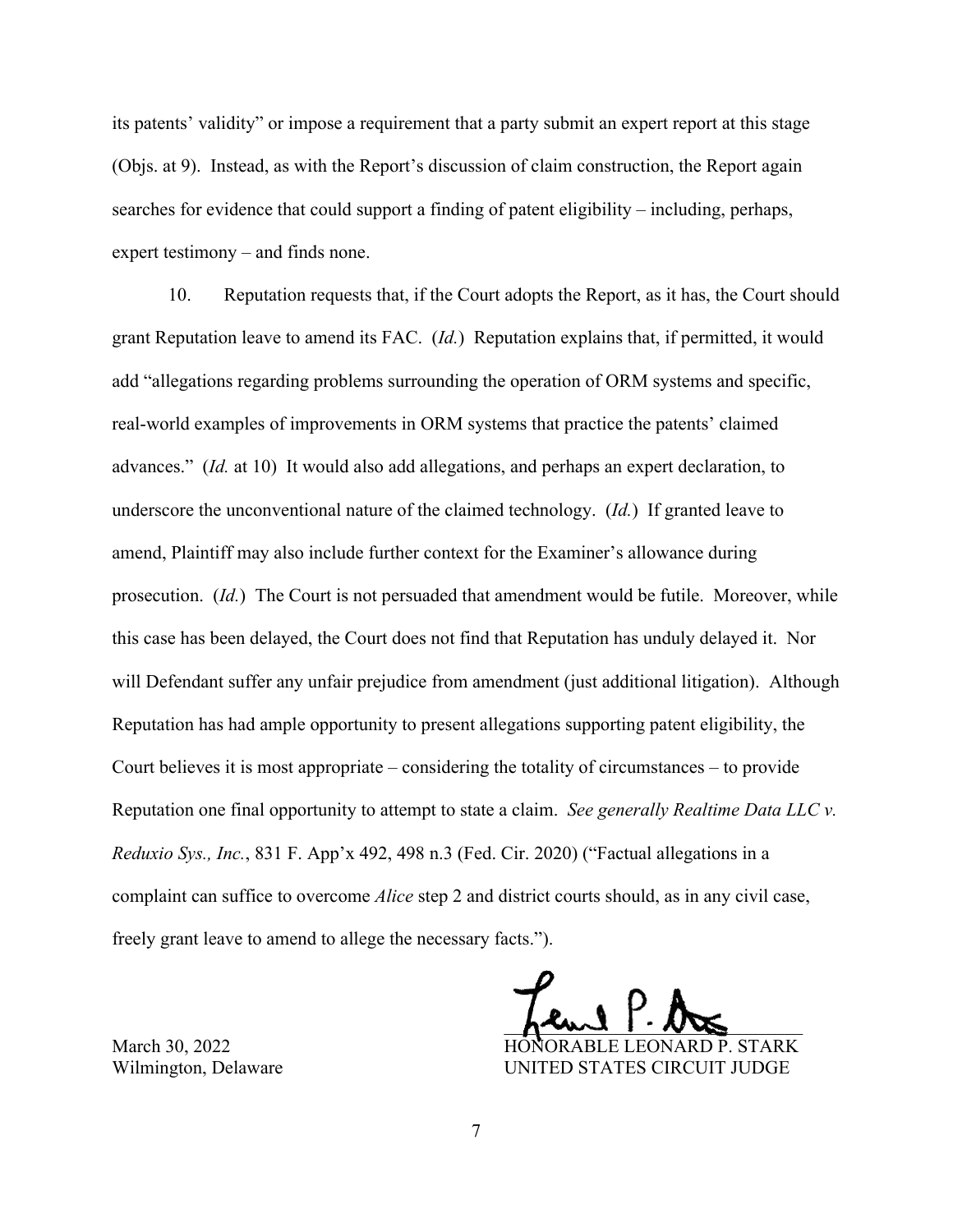its patents' validity" or impose a requirement that a party submit an expert report at this stage (Objs. at 9). Instead, as with the Report's discussion of claim construction, the Report again searches for evidence that could support a finding of patent eligibility – including, perhaps, expert testimony – and finds none.

10. Reputation requests that, if the Court adopts the Report, as it has, the Court should grant Reputation leave to amend its FAC. (*Id.*) Reputation explains that, if permitted, it would add "allegations regarding problems surrounding the operation of ORM systems and specific, real-world examples of improvements in ORM systems that practice the patents' claimed advances." (*Id.* at 10) It would also add allegations, and perhaps an expert declaration, to underscore the unconventional nature of the claimed technology. (*Id.*) If granted leave to amend, Plaintiff may also include further context for the Examiner's allowance during prosecution. (*Id.*) The Court is not persuaded that amendment would be futile. Moreover, while this case has been delayed, the Court does not find that Reputation has unduly delayed it. Nor will Defendant suffer any unfair prejudice from amendment (just additional litigation). Although Reputation has had ample opportunity to present allegations supporting patent eligibility, the Court believes it is most appropriate – considering the totality of circumstances – to provide Reputation one final opportunity to attempt to state a claim. *See generally Realtime Data LLC v. Reduxio Sys., Inc.*, 831 F. App'x 492, 498 n.3 (Fed. Cir. 2020) ("Factual allegations in a complaint can suffice to overcome *Alice* step 2 and district courts should, as in any civil case, freely grant leave to amend to allege the necessary facts.").

March 30, 2022
Wilmington, Delaware

HONORABLE LEONARD P. STARK
UNITED STATES CIRCUIT JUDGE